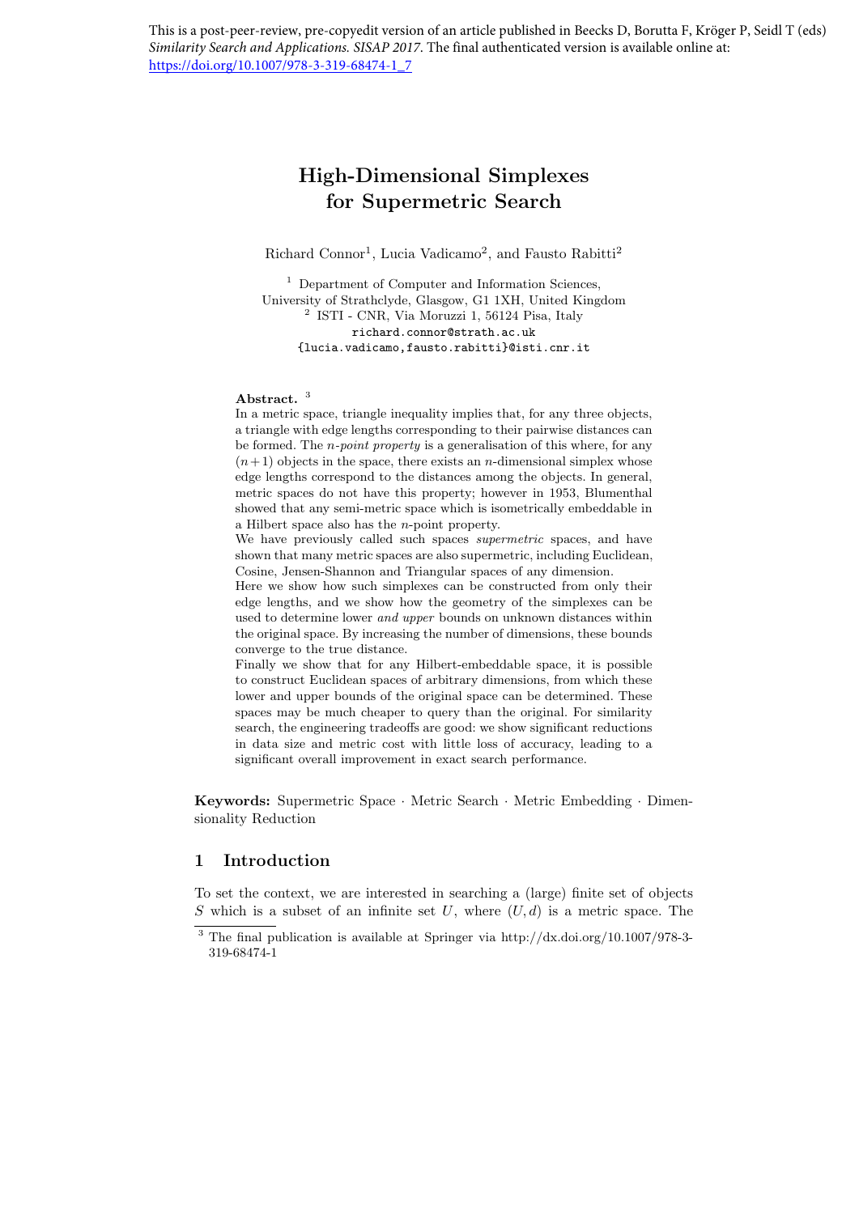This is a post-peer-review, pre-copyedit version of an article published in Beecks D, Borutta F, Kröger P, Seidl T (eds) *Similarity Search and Applications. SISAP 2017*. The final authenticated version is available online at: https://doi.org/10.1007/978-3-319-68474-1_7

# High-Dimensional Simplexes for Supermetric Search

Richard Connor[1], Lucia Vadicamo[2], and Fausto Rabitti[2]

[1] Department of Computer and Information Sciences, University of Strathclyde, Glasgow, G1 1XH, United Kingdom
[2] ISTI - CNR, Via Moruzzi 1, 56124 Pisa, Italy
richard.connor@strath.ac.uk
{lucia.vadicamo,fausto.rabitti}@isti.cnr.it

**Abstract.** [3]
In a metric space, triangle inequality implies that, for any three objects, a triangle with edge lengths corresponding to their pairwise distances can be formed. The *n-point property* is a generalisation of this where, for any $(n+1)$ objects in the space, there exists an $n$-dimensional simplex whose edge lengths correspond to the distances among the objects. In general, metric spaces do not have this property; however in 1953, Blumenthal showed that any semi-metric space which is isometrically embeddable in a Hilbert space also has the $n$-point property.
We have previously called such spaces *supermetric* spaces, and have shown that many metric spaces are also supermetric, including Euclidean, Cosine, Jensen-Shannon and Triangular spaces of any dimension.
Here we show how such simplexes can be constructed from only their edge lengths, and we show how the geometry of the simplexes can be used to determine lower *and upper* bounds on unknown distances within the original space. By increasing the number of dimensions, these bounds converge to the true distance.
Finally we show that for any Hilbert-embeddable space, it is possible to construct Euclidean spaces of arbitrary dimensions, from which these lower and upper bounds of the original space can be determined. These spaces may be much cheaper to query than the original. For similarity search, the engineering tradeoffs are good: we show significant reductions in data size and metric cost with little loss of accuracy, leading to a significant overall improvement in exact search performance.

**Keywords:** Supermetric Space · Metric Search · Metric Embedding · Dimensionality Reduction

## 1 Introduction

To set the context, we are interested in searching a (large) finite set of objects $S$ which is a subset of an infinite set $U$, where $(U, d)$ is a metric space. The

[3] The final publication is available at Springer via http://dx.doi.org/10.1007/978-3-319-68474-1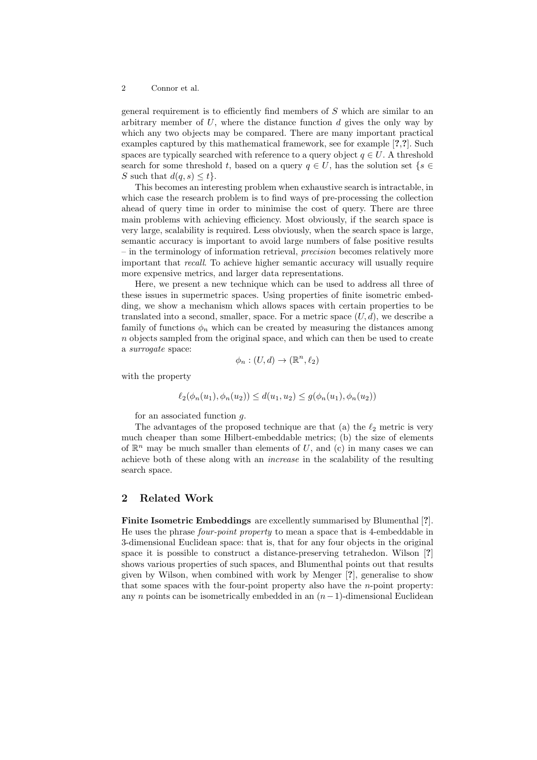general requirement is to efficiently find members of $S$ which are similar to an arbitrary member of $U$, where the distance function $d$ gives the only way by which any two objects may be compared. There are many important practical examples captured by this mathematical framework, see for example [?,?]. Such spaces are typically searched with reference to a query object $q \in U$. A threshold search for some threshold $t$, based on a query $q \in U$, has the solution set $\{s \in S$ such that $d(q, s) \leq t\}$.

This becomes an interesting problem when exhaustive search is intractable, in which case the research problem is to find ways of pre-processing the collection ahead of query time in order to minimise the cost of query. There are three main problems with achieving efficiency. Most obviously, if the search space is very large, scalability is required. Less obviously, when the search space is large, semantic accuracy is important to avoid large numbers of false positive results – in the terminology of information retrieval, *precision* becomes relatively more important that *recall*. To achieve higher semantic accuracy will usually require more expensive metrics, and larger data representations.

Here, we present a new technique which can be used to address all three of these issues in supermetric spaces. Using properties of finite isometric embedding, we show a mechanism which allows spaces with certain properties to be translated into a second, smaller, space. For a metric space $(U, d)$, we describe a family of functions $\phi_n$ which can be created by measuring the distances among $n$ objects sampled from the original space, and which can then be used to create a *surrogate* space:

$$\phi_n : (U, d) \to (\mathbb{R}^n, \ell_2)$$

with the property

$$\ell_2(\phi_n(u_1), \phi_n(u_2)) \leq d(u_1, u_2) \leq g(\phi_n(u_1), \phi_n(u_2))$$

for an associated function $g$.

The advantages of the proposed technique are that (a) the $\ell_2$ metric is very much cheaper than some Hilbert-embeddable metrics; (b) the size of elements of $\mathbb{R}^n$ may be much smaller than elements of $U$, and (c) in many cases we can achieve both of these along with an *increase* in the scalability of the resulting search space.

## 2 Related Work

**Finite Isometric Embeddings** are excellently summarised by Blumenthal [?]. He uses the phrase *four-point property* to mean a space that is 4-embeddable in 3-dimensional Euclidean space: that is, that for any four objects in the original space it is possible to construct a distance-preserving tetrahedon. Wilson [?] shows various properties of such spaces, and Blumenthal points out that results given by Wilson, when combined with work by Menger [?], generalise to show that some spaces with the four-point property also have the $n$-point property: any $n$ points can be isometrically embedded in an $(n-1)$-dimensional Euclidean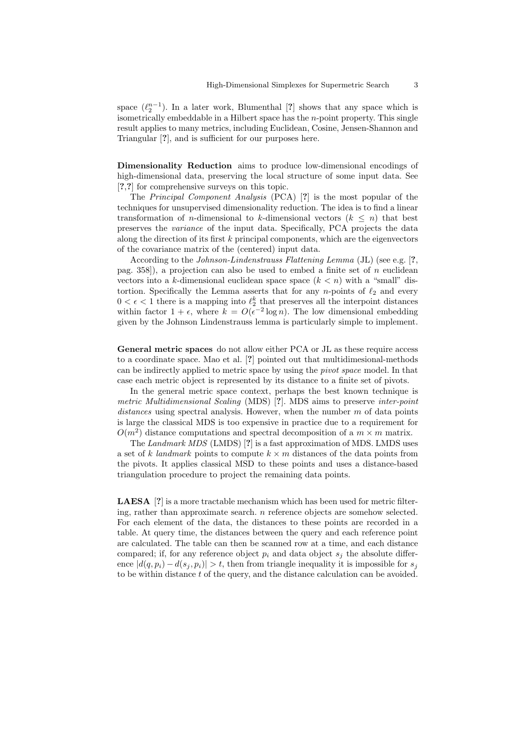space ($\ell_2^{n-1}$). In a later work, Blumenthal [?] shows that any space which is isometrically embeddable in a Hilbert space has the $n$-point property. This single result applies to many metrics, including Euclidean, Cosine, Jensen-Shannon and Triangular [?], and is sufficient for our purposes here.

**Dimensionality Reduction** aims to produce low-dimensional encodings of high-dimensional data, preserving the local structure of some input data. See [?,?] for comprehensive surveys on this topic.

The *Principal Component Analysis* (PCA) [?] is the most popular of the techniques for unsupervised dimensionality reduction. The idea is to find a linear transformation of $n$-dimensional to $k$-dimensional vectors ($k \leq n$) that best preserves the *variance* of the input data. Specifically, PCA projects the data along the direction of its first $k$ principal components, which are the eigenvectors of the covariance matrix of the (centered) input data.

According to the *Johnson-Lindenstrauss Flattening Lemma* (JL) (see e.g. [?, pag. 358]), a projection can also be used to embed a finite set of $n$ euclidean vectors into a $k$-dimensional euclidean space space ($k < n$) with a "small" distortion. Specifically the Lemma asserts that for any $n$-points of $\ell_2$ and every $0 < \epsilon < 1$ there is a mapping into $\ell_2^k$ that preserves all the interpoint distances within factor $1 + \epsilon$, where $k = O(\epsilon^{-2} \log n)$. The low dimensional embedding given by the Johnson Lindenstrauss lemma is particularly simple to implement.

**General metric spaces** do not allow either PCA or JL as these require access to a coordinate space. Mao et al. [?] pointed out that multidimesional-methods can be indirectly applied to metric space by using the *pivot space* model. In that case each metric object is represented by its distance to a finite set of pivots.

In the general metric space context, perhaps the best known technique is *metric Multidimensional Scaling* (MDS) [?]. MDS aims to preserve *inter-point distances* using spectral analysis. However, when the number $m$ of data points is large the classical MDS is too expensive in practice due to a requirement for $O(m^2)$ distance computations and spectral decomposition of a $m \times m$ matrix.

The *Landmark MDS* (LMDS) [?] is a fast approximation of MDS. LMDS uses a set of $k$ *landmark* points to compute $k \times m$ distances of the data points from the pivots. It applies classical MSD to these points and uses a distance-based triangulation procedure to project the remaining data points.

**LAESA** [?] is a more tractable mechanism which has been used for metric filtering, rather than approximate search. $n$ reference objects are somehow selected. For each element of the data, the distances to these points are recorded in a table. At query time, the distances between the query and each reference point are calculated. The table can then be scanned row at a time, and each distance compared; if, for any reference object $p_i$ and data object $s_j$ the absolute difference $|d(q, p_i) - d(s_j, p_i)| > t$, then from triangle inequality it is impossible for $s_j$ to be within distance $t$ of the query, and the distance calculation can be avoided.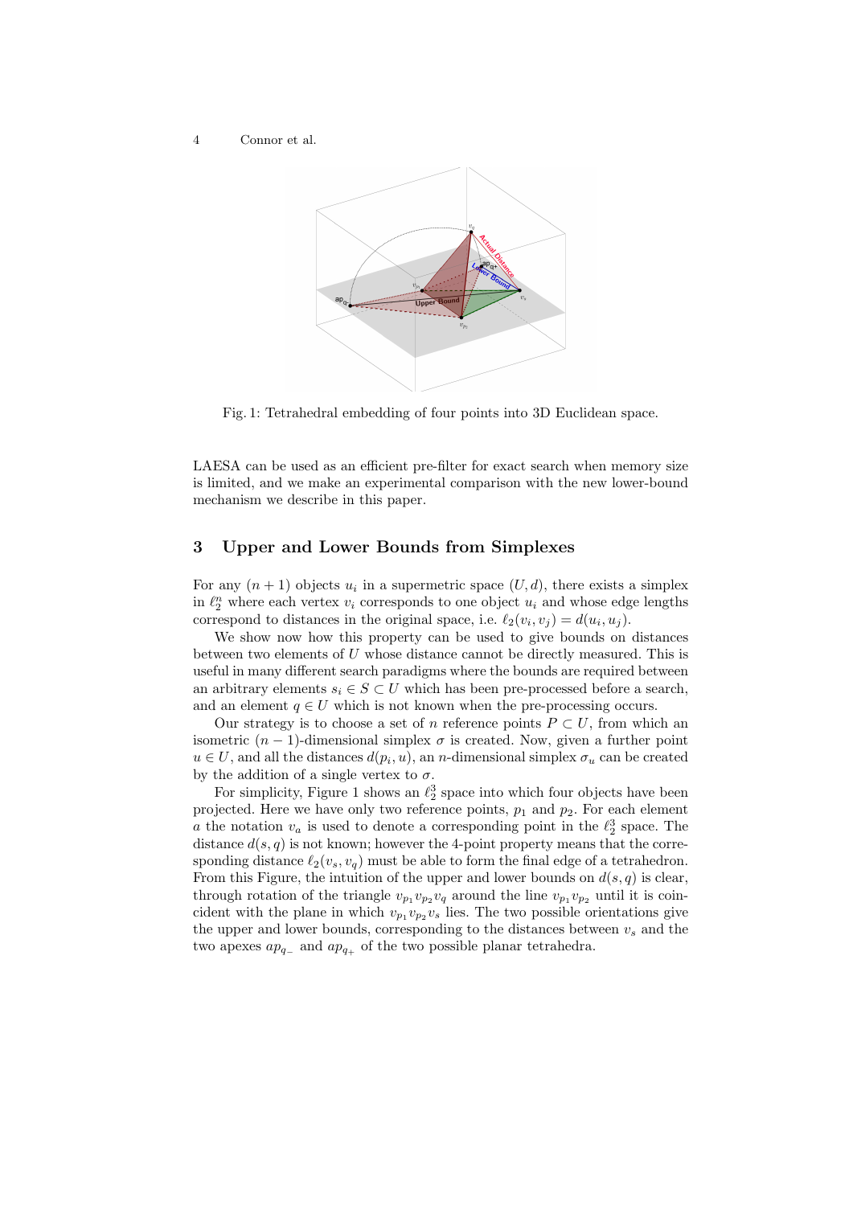Fig. 1: Tetrahedral embedding of four points into 3D Euclidean space.

LAESA can be used as an efficient pre-filter for exact search when memory size is limited, and we make an experimental comparison with the new lower-bound mechanism we describe in this paper.

## 3 Upper and Lower Bounds from Simplexes

For any $(n+1)$ objects $u_i$ in a supermetric space $(U, d)$, there exists a simplex in $\ell_2^n$ where each vertex $v_i$ corresponds to one object $u_i$ and whose edge lengths correspond to distances in the original space, i.e. $\ell_2(v_i, v_j) = d(u_i, u_j)$.

We show now how this property can be used to give bounds on distances between two elements of $U$ whose distance cannot be directly measured. This is useful in many different search paradigms where the bounds are required between an arbitrary elements $s_i \in S \subset U$ which has been pre-processed before a search, and an element $q \in U$ which is not known when the pre-processing occurs.

Our strategy is to choose a set of $n$ reference points $P \subset U$, from which an isometric $(n-1)$-dimensional simplex $\sigma$ is created. Now, given a further point $u \in U$, and all the distances $d(p_i, u)$, an $n$-dimensional simplex $\sigma_u$ can be created by the addition of a single vertex to $\sigma$.

For simplicity, Figure 1 shows an $\ell_2^3$ space into which four objects have been projected. Here we have only two reference points, $p_1$ and $p_2$. For each element $a$ the notation $v_a$ is used to denote a corresponding point in the $\ell_2^3$ space. The distance $d(s, q)$ is not known; however the 4-point property means that the corresponding distance $\ell_2(v_s, v_q)$ must be able to form the final edge of a tetrahedron. From this Figure, the intuition of the upper and lower bounds on $d(s, q)$ is clear, through rotation of the triangle $v_{p_1} v_{p_2} v_q$ around the line $v_{p_1} v_{p_2}$ until it is coincident with the plane in which $v_{p_1} v_{p_2} v_s$ lies. The two possible orientations give the upper and lower bounds, corresponding to the distances between $v_s$ and the two apexes $ap_{q_-}$ and $ap_{q_+}$ of the two possible planar tetrahedra.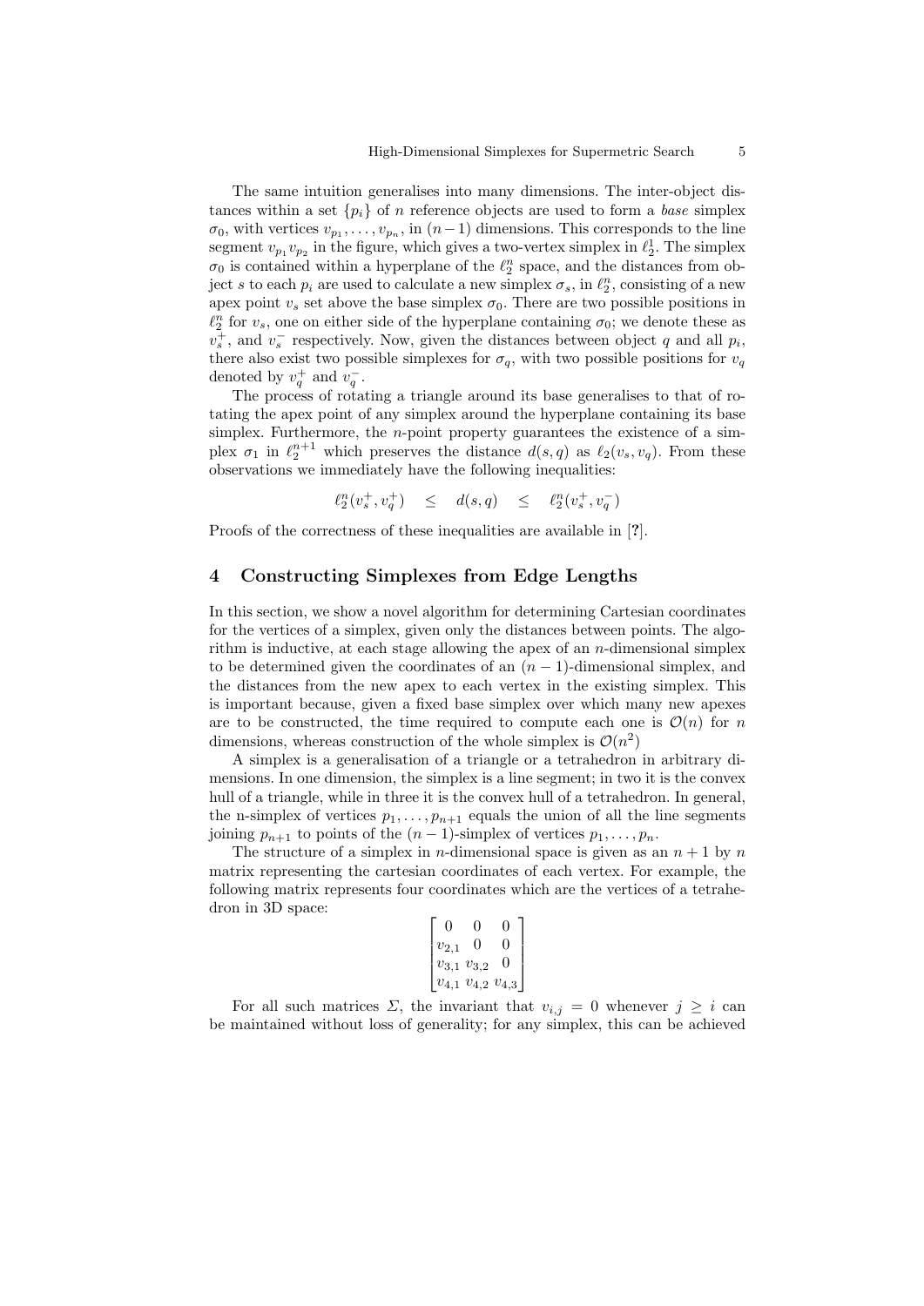The same intuition generalises into many dimensions. The inter-object distances within a set $\{p_i\}$ of $n$ reference objects are used to form a *base* simplex $\sigma_0$, with vertices $v_{p_1}, \ldots, v_{p_n}$, in $(n-1)$ dimensions. This corresponds to the line segment $v_{p_1}v_{p_2}$ in the figure, which gives a two-vertex simplex in $\ell_2^1$. The simplex $\sigma_0$ is contained within a hyperplane of the $\ell_2^n$ space, and the distances from object $s$ to each $p_i$ are used to calculate a new simplex $\sigma_s$, in $\ell_2^n$, consisting of a new apex point $v_s$ set above the base simplex $\sigma_0$. There are two possible positions in $\ell_2^n$ for $v_s$, one on either side of the hyperplane containing $\sigma_0$; we denote these as $v_s^+$, and $v_s^-$ respectively. Now, given the distances between object $q$ and all $p_i$, there also exist two possible simplexes for $\sigma_q$, with two possible positions for $v_q$ denoted by $v_q^+$ and $v_q^-$.

The process of rotating a triangle around its base generalises to that of rotating the apex point of any simplex around the hyperplane containing its base simplex. Furthermore, the $n$-point property guarantees the existence of a simplex $\sigma_1$ in $\ell_2^{n+1}$ which preserves the distance $d(s,q)$ as $\ell_2(v_s, v_q)$. From these observations we immediately have the following inequalities:

$$\ell_2^n(v_s^+, v_q^+) \quad \leq \quad d(s,q) \quad \leq \quad \ell_2^n(v_s^+, v_q^-)$$

Proofs of the correctness of these inequalities are available in [?].

## 4 Constructing Simplexes from Edge Lengths

In this section, we show a novel algorithm for determining Cartesian coordinates for the vertices of a simplex, given only the distances between points. The algorithm is inductive, at each stage allowing the apex of an $n$-dimensional simplex to be determined given the coordinates of an $(n-1)$-dimensional simplex, and the distances from the new apex to each vertex in the existing simplex. This is important because, given a fixed base simplex over which many new apexes are to be constructed, the time required to compute each one is $\mathcal{O}(n)$ for $n$ dimensions, whereas construction of the whole simplex is $\mathcal{O}(n^2)$

A simplex is a generalisation of a triangle or a tetrahedron in arbitrary dimensions. In one dimension, the simplex is a line segment; in two it is the convex hull of a triangle, while in three it is the convex hull of a tetrahedron. In general, the n-simplex of vertices $p_1, \ldots, p_{n+1}$ equals the union of all the line segments joining $p_{n+1}$ to points of the $(n-1)$-simplex of vertices $p_1, \ldots, p_n$.

The structure of a simplex in $n$-dimensional space is given as an $n+1$ by $n$ matrix representing the cartesian coordinates of each vertex. For example, the following matrix represents four coordinates which are the vertices of a tetrahedron in 3D space:

$$\begin{bmatrix} 0 & 0 & 0 \\ v_{2,1} & 0 & 0 \\ v_{3,1} & v_{3,2} & 0 \\ v_{4,1} & v_{4,2} & v_{4,3} \end{bmatrix}$$

For all such matrices $\Sigma$, the invariant that $v_{i,j} = 0$ whenever $j \geq i$ can be maintained without loss of generality; for any simplex, this can be achieved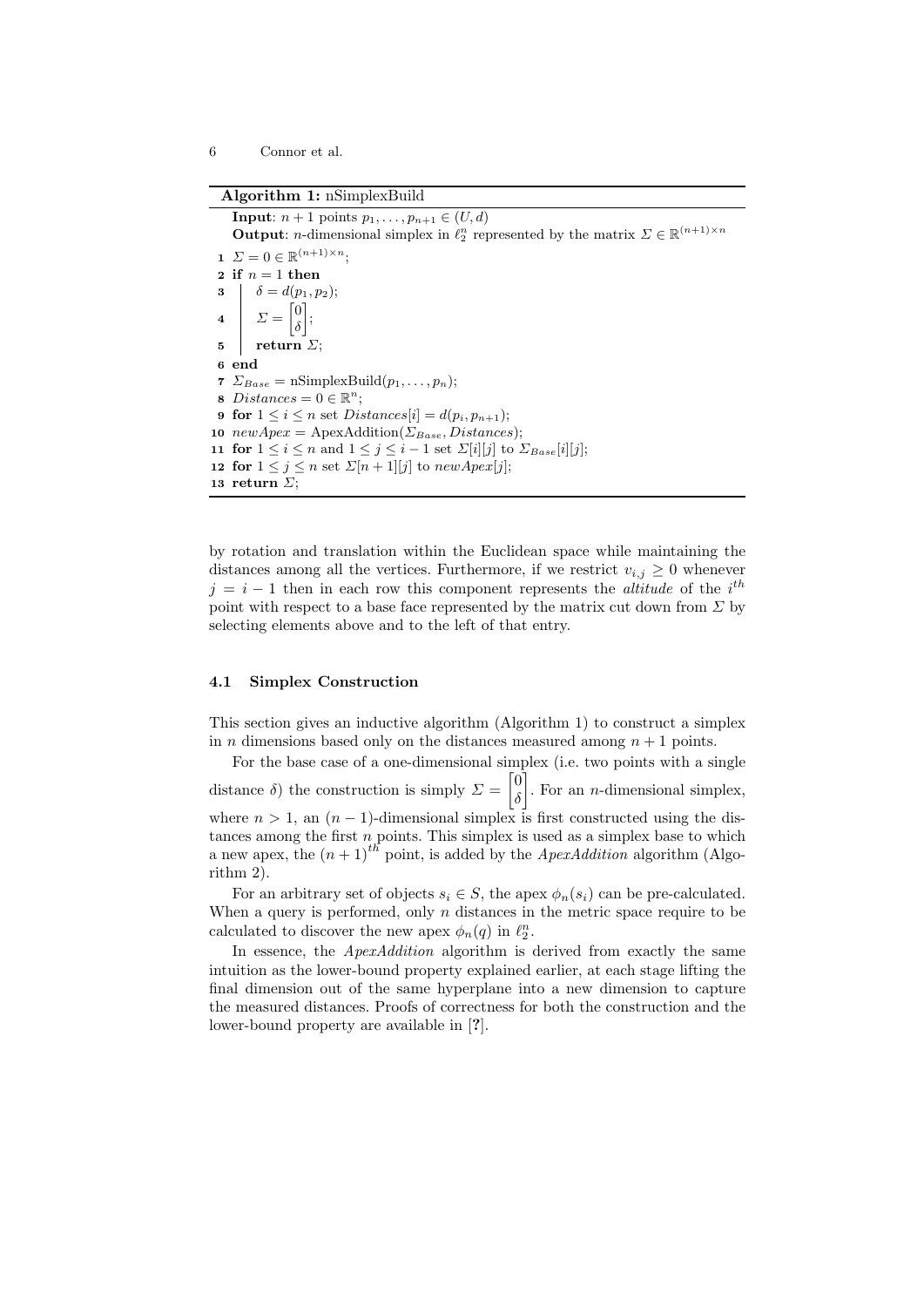**Algorithm 1:** nSimplexBuild

```
    Input: n + 1 points p_1, ..., p_{n+1} ∈ (U, d)
    Output: n-dimensional simplex in ℓ_2^n represented by the matrix Σ ∈ ℝ^{(n+1)×n}
 1  Σ = 0 ∈ ℝ^{(n+1)×n};
 2  if n = 1 then
 3      δ = d(p_1, p_2);
 4      Σ = [0; δ];
 5      return Σ;
 6  end
 7  Σ_Base = nSimplexBuild(p_1, ..., p_n);
 8  Distances = 0 ∈ ℝ^n;
 9  for 1 ≤ i ≤ n set Distances[i] = d(p_i, p_{n+1});
10  newApex = ApexAddition(Σ_Base, Distances);
11  for 1 ≤ i ≤ n and 1 ≤ j ≤ i − 1 set Σ[i][j] to Σ_Base[i][j];
12  for 1 ≤ j ≤ n set Σ[n + 1][j] to newApex[j];
13  return Σ;
```

by rotation and translation within the Euclidean space while maintaining the distances among all the vertices. Furthermore, if we restrict $v_{i,j} \geq 0$ whenever $j = i - 1$ then in each row this component represents the *altitude* of the $i^{th}$ point with respect to a base face represented by the matrix cut down from $\Sigma$ by selecting elements above and to the left of that entry.

### 4.1 Simplex Construction

This section gives an inductive algorithm (Algorithm 1) to construct a simplex in $n$ dimensions based only on the distances measured among $n+1$ points.

For the base case of a one-dimensional simplex (i.e. two points with a single distance $\delta$) the construction is simply $\Sigma = \begin{bmatrix} 0 \\ \delta \end{bmatrix}$. For an $n$-dimensional simplex, where $n > 1$, an $(n-1)$-dimensional simplex is first constructed using the distances among the first $n$ points. This simplex is used as a simplex base to which a new apex, the $(n+1)^{th}$ point, is added by the *ApexAddition* algorithm (Algorithm 2).

For an arbitrary set of objects $s_i \in S$, the apex $\phi_n(s_i)$ can be pre-calculated. When a query is performed, only $n$ distances in the metric space require to be calculated to discover the new apex $\phi_n(q)$ in $\ell_2^n$.

In essence, the *ApexAddition* algorithm is derived from exactly the same intuition as the lower-bound property explained earlier, at each stage lifting the final dimension out of the same hyperplane into a new dimension to capture the measured distances. Proofs of correctness for both the construction and the lower-bound property are available in [?].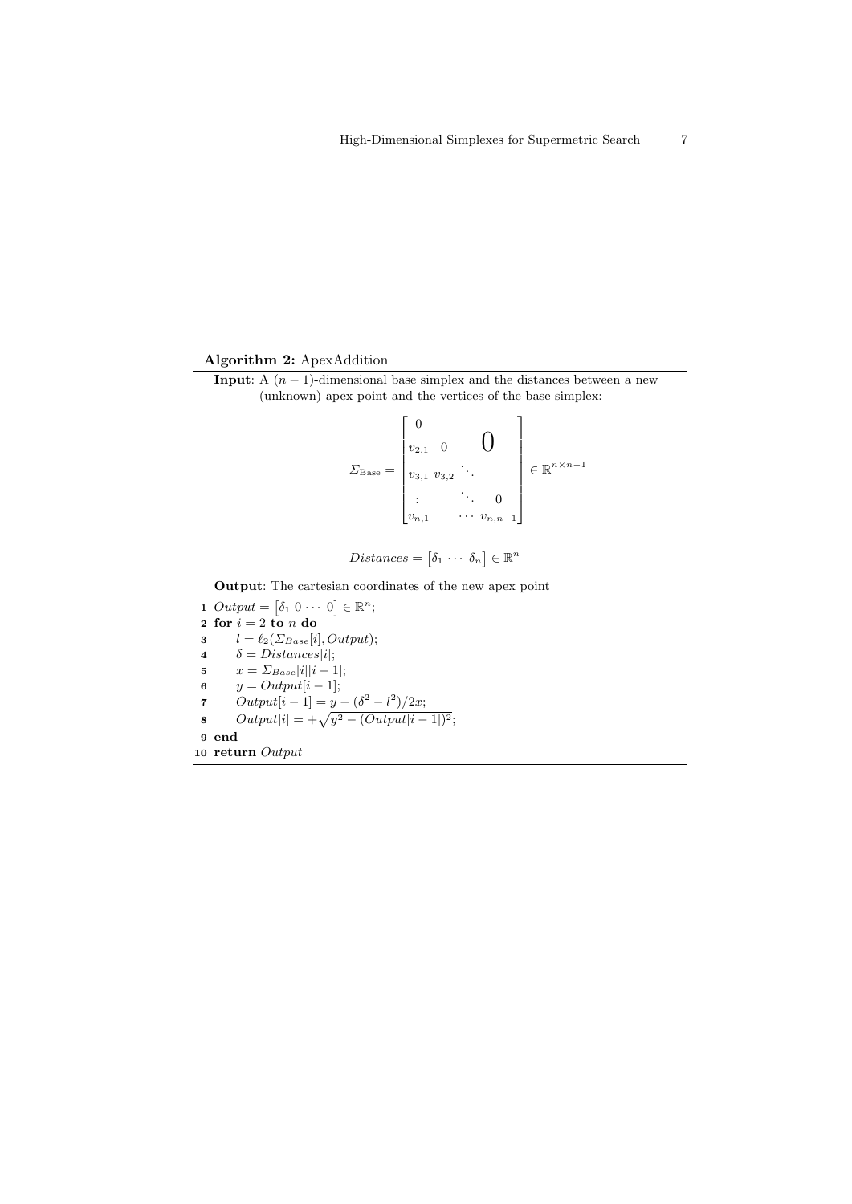**Algorithm 2:** ApexAddition

**Input**: A $(n-1)$-dimensional base simplex and the distances between a new (unknown) apex point and the vertices of the base simplex:

$$\Sigma_{\text{Base}} = \begin{bmatrix} 0 & & & \\ v_{2,1} & 0 & & \Large{0} \\ v_{3,1} & v_{3,2} & \ddots & \\ \vdots & & \ddots & 0 \\ v_{n,1} & & \cdots & v_{n,n-1} \end{bmatrix} \in \mathbb{R}^{n \times n-1}$$

$$Distances = \begin{bmatrix} \delta_1 & \cdots & \delta_n \end{bmatrix} \in \mathbb{R}^n$$

**Output**: The cartesian coordinates of the new apex point

```
1  Output = [δ_1 0 ··· 0] ∈ ℝ^n;
2  for i = 2 to n do
3      l = ℓ_2(Σ_Base[i], Output);
4      δ = Distances[i];
5      x = Σ_Base[i][i − 1];
6      y = Output[i − 1];
7      Output[i − 1] = y − (δ² − l²)/2x;
8      Output[i] = +√(y² − (Output[i − 1])²);
9  end
10 return Output
```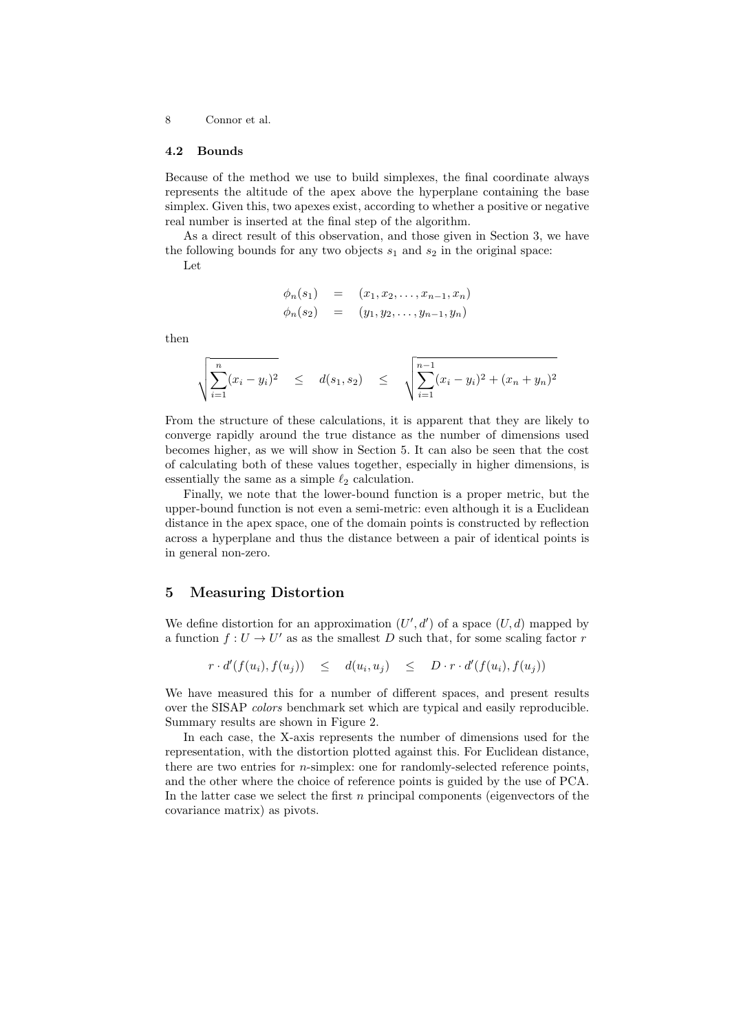### 4.2 Bounds

Because of the method we use to build simplexes, the final coordinate always represents the altitude of the apex above the hyperplane containing the base simplex. Given this, two apexes exist, according to whether a positive or negative real number is inserted at the final step of the algorithm.

As a direct result of this observation, and those given in Section 3, we have the following bounds for any two objects $s_1$ and $s_2$ in the original space:

Let

$$\begin{aligned} \phi_n(s_1) &= (x_1, x_2, \ldots, x_{n-1}, x_n) \\ \phi_n(s_2) &= (y_1, y_2, \ldots, y_{n-1}, y_n) \end{aligned}$$

then

$$\sqrt{\sum_{i=1}^{n}(x_i - y_i)^2} \quad \leq \quad d(s_1, s_2) \quad \leq \quad \sqrt{\sum_{i=1}^{n-1}(x_i - y_i)^2 + (x_n + y_n)^2}$$

From the structure of these calculations, it is apparent that they are likely to converge rapidly around the true distance as the number of dimensions used becomes higher, as we will show in Section 5. It can also be seen that the cost of calculating both of these values together, especially in higher dimensions, is essentially the same as a simple $\ell_2$ calculation.

Finally, we note that the lower-bound function is a proper metric, but the upper-bound function is not even a semi-metric: even although it is a Euclidean distance in the apex space, one of the domain points is constructed by reflection across a hyperplane and thus the distance between a pair of identical points is in general non-zero.

## 5 Measuring Distortion

We define distortion for an approximation $(U', d')$ of a space $(U, d)$ mapped by a function $f : U \to U'$ as as the smallest $D$ such that, for some scaling factor $r$

$$r \cdot d'(f(u_i), f(u_j)) \quad \leq \quad d(u_i, u_j) \quad \leq \quad D \cdot r \cdot d'(f(u_i), f(u_j))$$

We have measured this for a number of different spaces, and present results over the SISAP *colors* benchmark set which are typical and easily reproducible. Summary results are shown in Figure 2.

In each case, the X-axis represents the number of dimensions used for the representation, with the distortion plotted against this. For Euclidean distance, there are two entries for $n$-simplex: one for randomly-selected reference points, and the other where the choice of reference points is guided by the use of PCA. In the latter case we select the first $n$ principal components (eigenvectors of the covariance matrix) as pivots.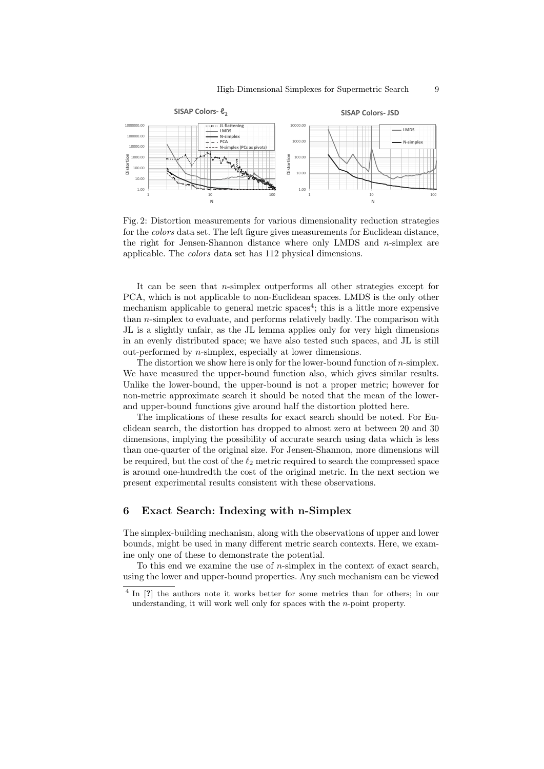SISAP Colors- $\ell_2$

1000000.00
100000.00
10000.00
1000.00
100.00
10.00
1.00

Distortion

1 10 100

N

JL flattening
LMDS
N-simplex
PCA
N-simplex (PCs as pivots)

SISAP Colors- JSD

10000.00
1000.00
100.00
10.00
1.00

Distortion

1 10 100

N

LMDS
N-simplex

Fig. 2: Distortion measurements for various dimensionality reduction strategies for the *colors* data set. The left figure gives measurements for Euclidean distance, the right for Jensen-Shannon distance where only LMDS and $n$-simplex are applicable. The *colors* data set has 112 physical dimensions.

It can be seen that $n$-simplex outperforms all other strategies except for PCA, which is not applicable to non-Euclidean spaces. LMDS is the only other mechanism applicable to general metric spaces[4]; this is a little more expensive than $n$-simplex to evaluate, and performs relatively badly. The comparison with JL is a slightly unfair, as the JL lemma applies only for very high dimensions in an evenly distributed space; we have also tested such spaces, and JL is still out-performed by $n$-simplex, especially at lower dimensions.

The distortion we show here is only for the lower-bound function of $n$-simplex. We have measured the upper-bound function also, which gives similar results. Unlike the lower-bound, the upper-bound is not a proper metric; however for non-metric approximate search it should be noted that the mean of the lower- and upper-bound functions give around half the distortion plotted here.

The implications of these results for exact search should be noted. For Euclidean search, the distortion has dropped to almost zero at between 20 and 30 dimensions, implying the possibility of accurate search using data which is less than one-quarter of the original size. For Jensen-Shannon, more dimensions will be required, but the cost of the $\ell_2$ metric required to search the compressed space is around one-hundredth the cost of the original metric. In the next section we present experimental results consistent with these observations.

## 6 Exact Search: Indexing with n-Simplex

The simplex-building mechanism, along with the observations of upper and lower bounds, might be used in many different metric search contexts. Here, we examine only one of these to demonstrate the potential.

To this end we examine the use of $n$-simplex in the context of exact search, using the lower and upper-bound properties. Any such mechanism can be viewed

[4] In [?] the authors note it works better for some metrics than for others; in our understanding, it will work well only for spaces with the $n$-point property.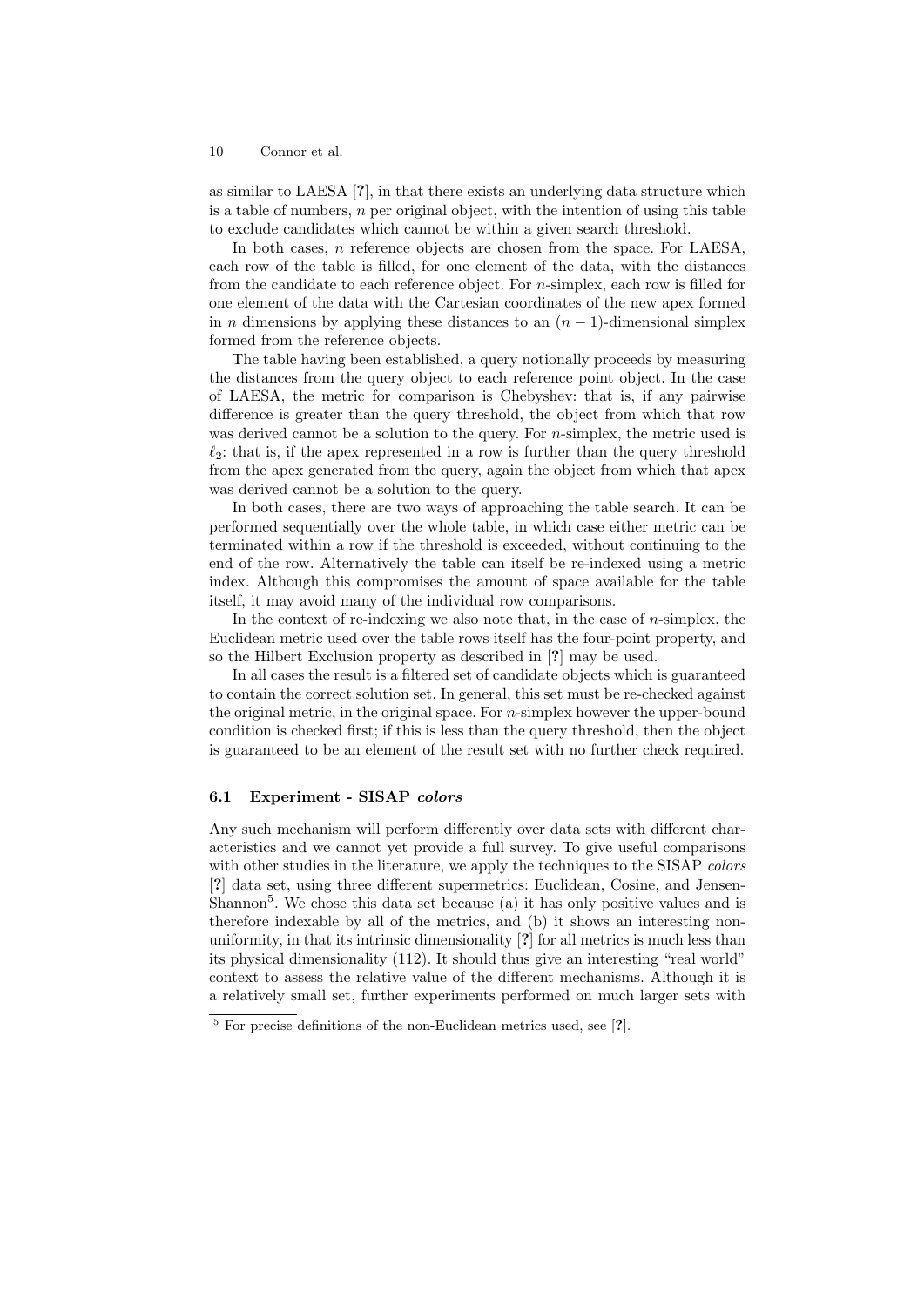as similar to LAESA [?], in that there exists an underlying data structure which is a table of numbers, $n$ per original object, with the intention of using this table to exclude candidates which cannot be within a given search threshold.

In both cases, $n$ reference objects are chosen from the space. For LAESA, each row of the table is filled, for one element of the data, with the distances from the candidate to each reference object. For $n$-simplex, each row is filled for one element of the data with the Cartesian coordinates of the new apex formed in $n$ dimensions by applying these distances to an $(n-1)$-dimensional simplex formed from the reference objects.

The table having been established, a query notionally proceeds by measuring the distances from the query object to each reference point object. In the case of LAESA, the metric for comparison is Chebyshev: that is, if any pairwise difference is greater than the query threshold, the object from which that row was derived cannot be a solution to the query. For $n$-simplex, the metric used is $\ell_2$: that is, if the apex represented in a row is further than the query threshold from the apex generated from the query, again the object from which that apex was derived cannot be a solution to the query.

In both cases, there are two ways of approaching the table search. It can be performed sequentially over the whole table, in which case either metric can be terminated within a row if the threshold is exceeded, without continuing to the end of the row. Alternatively the table can itself be re-indexed using a metric index. Although this compromises the amount of space available for the table itself, it may avoid many of the individual row comparisons.

In the context of re-indexing we also note that, in the case of $n$-simplex, the Euclidean metric used over the table rows itself has the four-point property, and so the Hilbert Exclusion property as described in [?] may be used.

In all cases the result is a filtered set of candidate objects which is guaranteed to contain the correct solution set. In general, this set must be re-checked against the original metric, in the original space. For $n$-simplex however the upper-bound condition is checked first; if this is less than the query threshold, then the object is guaranteed to be an element of the result set with no further check required.

### 6.1 Experiment - SISAP *colors*

Any such mechanism will perform differently over data sets with different characteristics and we cannot yet provide a full survey. To give useful comparisons with other studies in the literature, we apply the techniques to the SISAP *colors* [?] data set, using three different supermetrics: Euclidean, Cosine, and Jensen-Shannon[5]. We chose this data set because (a) it has only positive values and is therefore indexable by all of the metrics, and (b) it shows an interesting non-uniformity, in that its intrinsic dimensionality [?] for all metrics is much less than its physical dimensionality (112). It should thus give an interesting "real world" context to assess the relative value of the different mechanisms. Although it is a relatively small set, further experiments performed on much larger sets with

[5] For precise definitions of the non-Euclidean metrics used, see [?].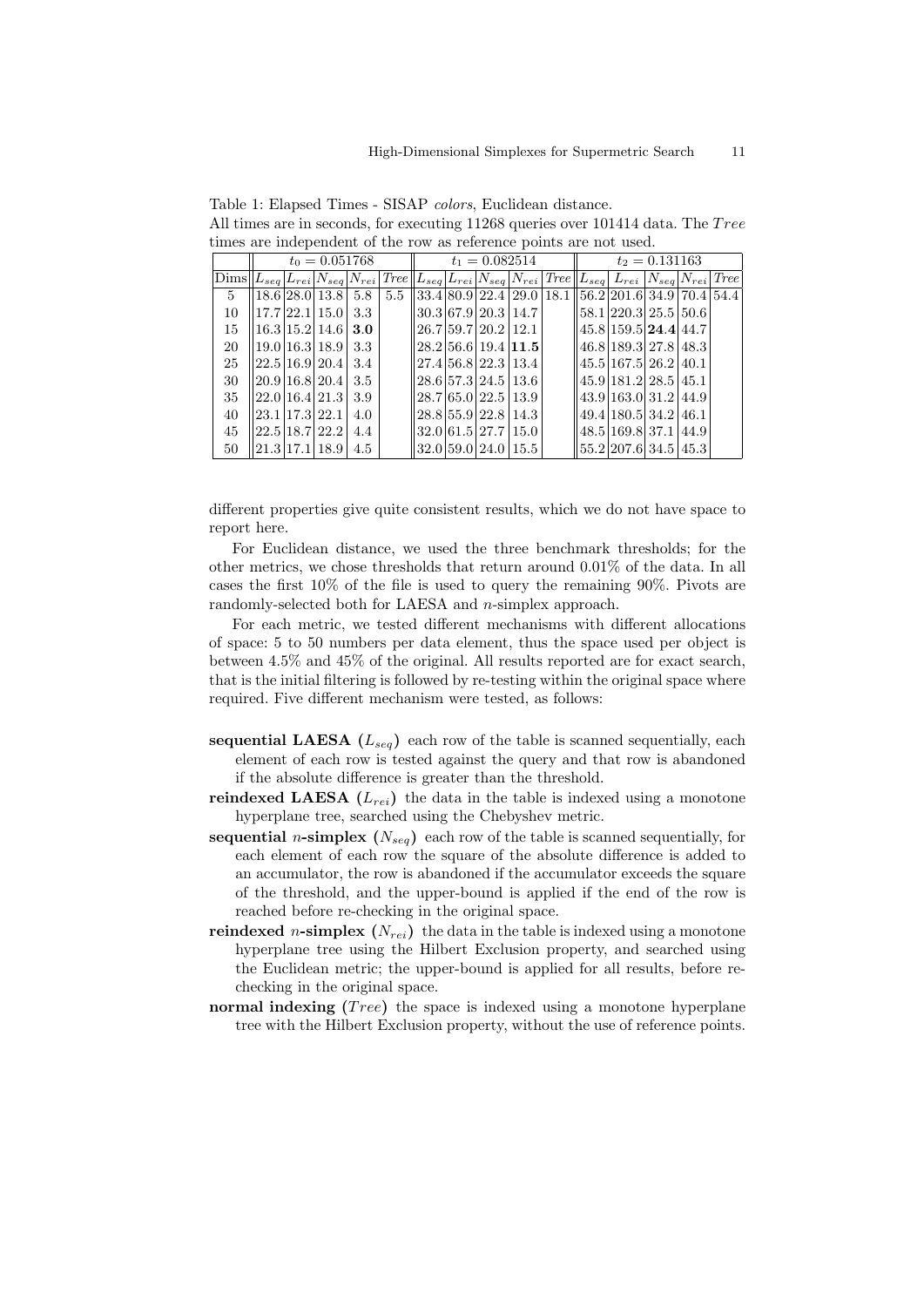Table 1: Elapsed Times - SISAP *colors*, Euclidean distance.
All times are in seconds, for executing 11268 queries over 101414 data. The *Tree* times are independent of the row as reference points are not used.

| | $t_0 = 0.051768$ | | | | | $t_1 = 0.082514$ | | | | | $t_2 = 0.131163$ | | | | |
|---|---|---|---|---|---|---|---|---|---|---|---|---|---|---|---|
| Dims | $L_{seq}$ | $L_{rei}$ | $N_{seq}$ | $N_{rei}$ | *Tree* | $L_{seq}$ | $L_{rei}$ | $N_{seq}$ | $N_{rei}$ | *Tree* | $L_{seq}$ | $L_{rei}$ | $N_{seq}$ | $N_{rei}$ | *Tree* |
| 5 | 18.6 | 28.0 | 13.8 | 5.8 | 5.5 | 33.4 | 80.9 | 22.4 | 29.0 | 18.1 | 56.2 | 201.6 | 34.9 | 70.4 | 54.4 |
| 10 | 17.7 | 22.1 | 15.0 | 3.3 | | 30.3 | 67.9 | 20.3 | 14.7 | | 58.1 | 220.3 | 25.5 | 50.6 | |
| 15 | 16.3 | 15.2 | 14.6 | **3.0** | | 26.7 | 59.7 | 20.2 | 12.1 | | 45.8 | 159.5 | **24.4** | 44.7 | |
| 20 | 19.0 | 16.3 | 18.9 | 3.3 | | 28.2 | 56.6 | 19.4 | **11.5** | | 46.8 | 189.3 | 27.8 | 48.3 | |
| 25 | 22.5 | 16.9 | 20.4 | 3.4 | | 27.4 | 56.8 | 22.3 | 13.4 | | 45.5 | 167.5 | 26.2 | 40.1 | |
| 30 | 20.9 | 16.8 | 20.4 | 3.5 | | 28.6 | 57.3 | 24.5 | 13.6 | | 45.9 | 181.2 | 28.5 | 45.1 | |
| 35 | 22.0 | 16.4 | 21.3 | 3.9 | | 28.7 | 65.0 | 22.5 | 13.9 | | 43.9 | 163.0 | 31.2 | 44.9 | |
| 40 | 23.1 | 17.3 | 22.1 | 4.0 | | 28.8 | 55.9 | 22.8 | 14.3 | | 49.4 | 180.5 | 34.2 | 46.1 | |
| 45 | 22.5 | 18.7 | 22.2 | 4.4 | | 32.0 | 61.5 | 27.7 | 15.0 | | 48.5 | 169.8 | 37.1 | 44.9 | |
| 50 | 21.3 | 17.1 | 18.9 | 4.5 | | 32.0 | 59.0 | 24.0 | 15.5 | | 55.2 | 207.6 | 34.5 | 45.3 | |

different properties give quite consistent results, which we do not have space to report here.

For Euclidean distance, we used the three benchmark thresholds; for the other metrics, we chose thresholds that return around 0.01% of the data. In all cases the first 10% of the file is used to query the remaining 90%. Pivots are randomly-selected both for LAESA and $n$-simplex approach.

For each metric, we tested different mechanisms with different allocations of space: 5 to 50 numbers per data element, thus the space used per object is between 4.5% and 45% of the original. All results reported are for exact search, that is the initial filtering is followed by re-testing within the original space where required. Five different mechanism were tested, as follows:

- **sequential LAESA ($L_{seq}$)** each row of the table is scanned sequentially, each element of each row is tested against the query and that row is abandoned if the absolute difference is greater than the threshold.
- **reindexed LAESA ($L_{rei}$)** the data in the table is indexed using a monotone hyperplane tree, searched using the Chebyshev metric.
- **sequential $n$-simplex ($N_{seq}$)** each row of the table is scanned sequentially, for each element of each row the square of the absolute difference is added to an accumulator, the row is abandoned if the accumulator exceeds the square of the threshold, and the upper-bound is applied if the end of the row is reached before re-checking in the original space.
- **reindexed $n$-simplex ($N_{rei}$)** the data in the table is indexed using a monotone hyperplane tree using the Hilbert Exclusion property, and searched using the Euclidean metric; the upper-bound is applied for all results, before re-checking in the original space.
- **normal indexing (*Tree*)** the space is indexed using a monotone hyperplane tree with the Hilbert Exclusion property, without the use of reference points.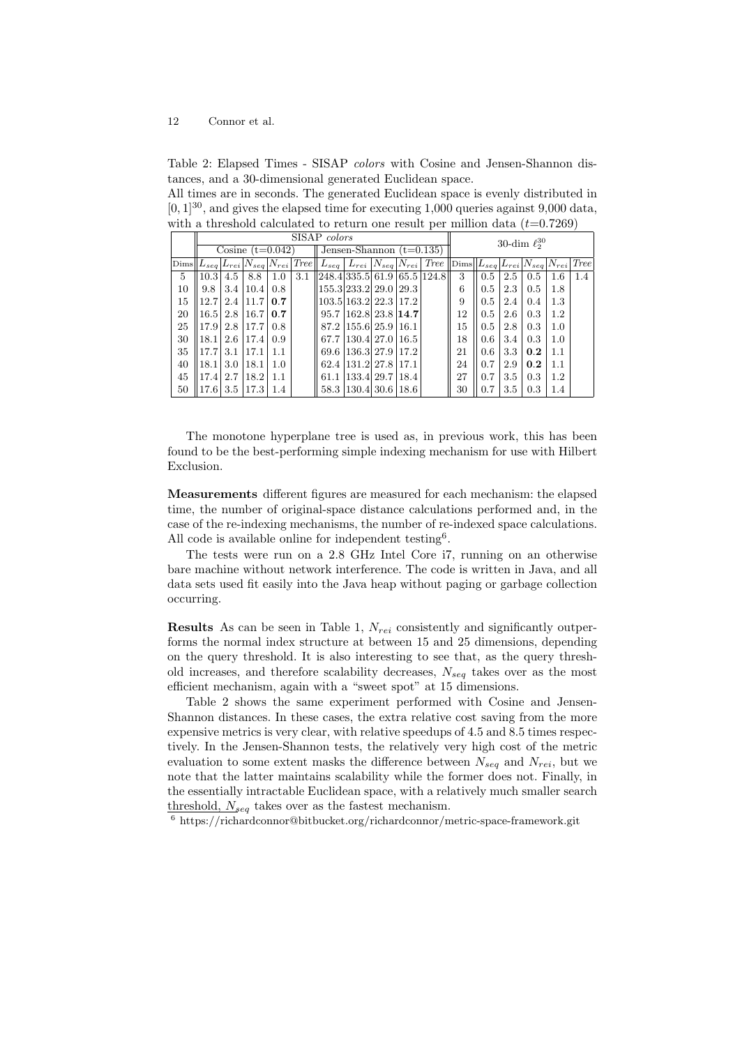Table 2: Elapsed Times - SISAP *colors* with Cosine and Jensen-Shannon distances, and a 30-dimensional generated Euclidean space.

All times are in seconds. The generated Euclidean space is evenly distributed in $[0,1]^{30}$, and gives the elapsed time for executing 1,000 queries against 9,000 data, with a threshold calculated to return one result per million data ($t$=0.7269)

| | SISAP *colors* | | | | | | | | | | 30-dim $\ell_2^{30}$ | | | | | |
|---|---|---|---|---|---|---|---|---|---|---|---|---|---|---|---|---|
| | Cosine (t=0.042) | | | | | Jensen-Shannon (t=0.135) | | | | | | | | | | |
| Dims | $L_{seq}$ | $L_{rei}$ | $N_{seq}$ | $N_{rei}$ | *Tree* | $L_{seq}$ | $L_{rei}$ | $N_{seq}$ | $N_{rei}$ | *Tree* | Dims | $L_{seq}$ | $L_{rei}$ | $N_{seq}$ | $N_{rei}$ | *Tree* |
| 5 | 10.3 | 4.5 | 8.8 | 1.0 | 3.1 | 248.4 | 335.5 | 61.9 | 65.5 | 124.8 | 3 | 0.5 | 2.5 | 0.5 | 1.6 | 1.4 |
| 10 | 9.8 | 3.4 | 10.4 | 0.8 | | 155.3 | 233.2 | 29.0 | 29.3 | | 6 | 0.5 | 2.3 | 0.5 | 1.8 | |
| 15 | 12.7 | 2.4 | 11.7 | **0.7** | | 103.5 | 163.2 | 22.3 | 17.2 | | 9 | 0.5 | 2.4 | 0.4 | 1.3 | |
| 20 | 16.5 | 2.8 | 16.7 | **0.7** | | 95.7 | 162.8 | 23.8 | **14.7** | | 12 | 0.5 | 2.6 | 0.3 | 1.2 | |
| 25 | 17.9 | 2.8 | 17.7 | 0.8 | | 87.2 | 155.6 | 25.9 | 16.1 | | 15 | 0.5 | 2.8 | 0.3 | 1.0 | |
| 30 | 18.1 | 2.6 | 17.4 | 0.9 | | 67.7 | 130.4 | 27.0 | 16.5 | | 18 | 0.6 | 3.4 | 0.3 | 1.0 | |
| 35 | 17.7 | 3.1 | 17.1 | 1.1 | | 69.6 | 136.3 | 27.9 | 17.2 | | 21 | 0.6 | 3.3 | **0.2** | 1.1 | |
| 40 | 18.1 | 3.0 | 18.1 | 1.0 | | 62.4 | 131.2 | 27.8 | 17.1 | | 24 | 0.7 | 2.9 | **0.2** | 1.1 | |
| 45 | 17.4 | 2.7 | 18.2 | 1.1 | | 61.1 | 133.4 | 29.7 | 18.4 | | 27 | 0.7 | 3.5 | 0.3 | 1.2 | |
| 50 | 17.6 | 3.5 | 17.3 | 1.4 | | 58.3 | 130.4 | 30.6 | 18.6 | | 30 | 0.7 | 3.5 | 0.3 | 1.4 | |

The monotone hyperplane tree is used as, in previous work, this has been found to be the best-performing simple indexing mechanism for use with Hilbert Exclusion.

**Measurements** different figures are measured for each mechanism: the elapsed time, the number of original-space distance calculations performed and, in the case of the re-indexing mechanisms, the number of re-indexed space calculations. All code is available online for independent testing[6].

The tests were run on a 2.8 GHz Intel Core i7, running on an otherwise bare machine without network interference. The code is written in Java, and all data sets used fit easily into the Java heap without paging or garbage collection occurring.

**Results** As can be seen in Table 1, $N_{rei}$ consistently and significantly outperforms the normal index structure at between 15 and 25 dimensions, depending on the query threshold. It is also interesting to see that, as the query threshold increases, and therefore scalability decreases, $N_{seq}$ takes over as the most efficient mechanism, again with a "sweet spot" at 15 dimensions.

Table 2 shows the same experiment performed with Cosine and Jensen-Shannon distances. In these cases, the extra relative cost saving from the more expensive metrics is very clear, with relative speedups of 4.5 and 8.5 times respectively. In the Jensen-Shannon tests, the relatively very high cost of the metric evaluation to some extent masks the difference between $N_{seq}$ and $N_{rei}$, but we note that the latter maintains scalability while the former does not. Finally, in the essentially intractable Euclidean space, with a relatively much smaller search threshold, $N_{seq}$ takes over as the fastest mechanism.

[6] https://richardconnor@bitbucket.org/richardconnor/metric-space-framework.git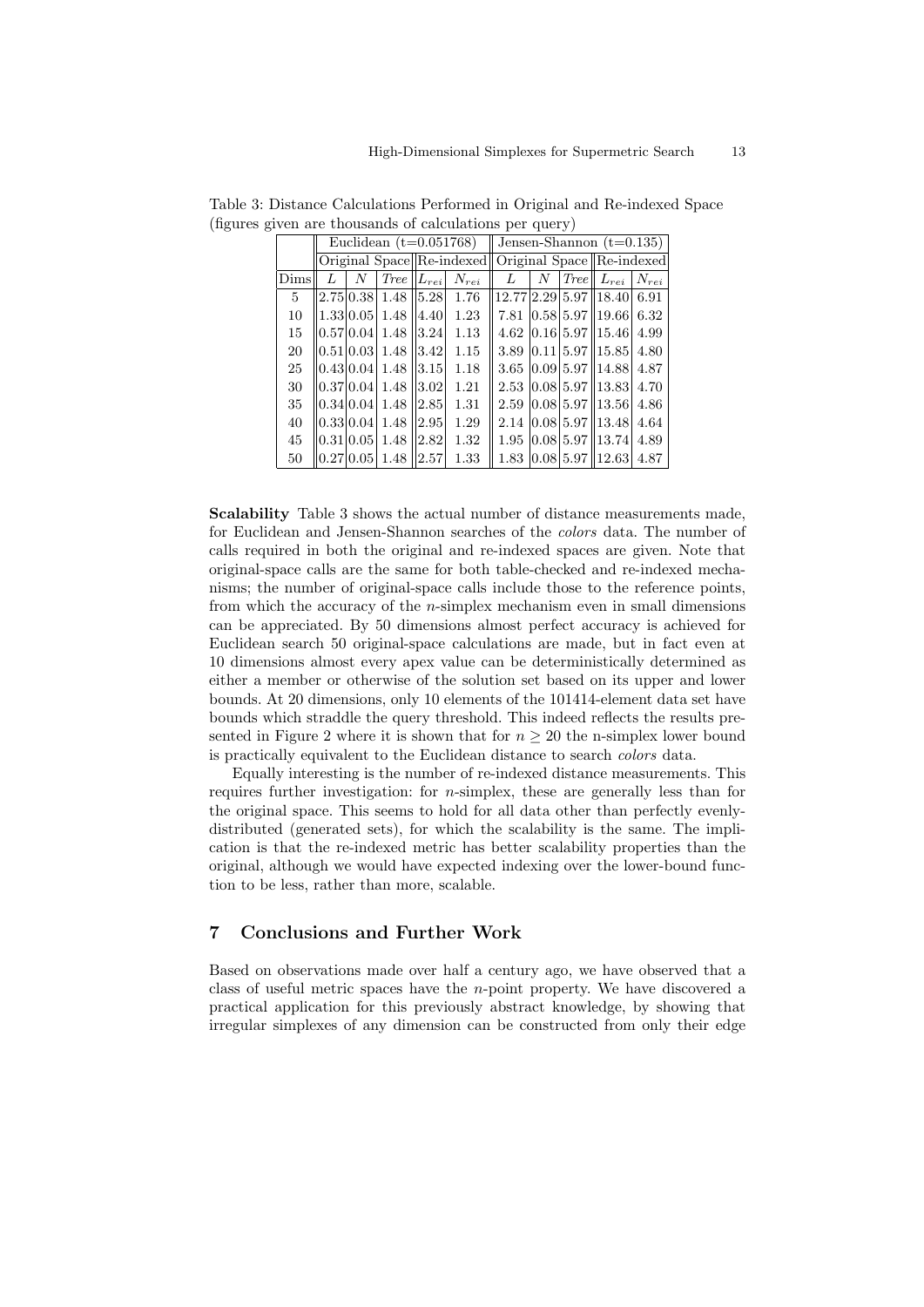Table 3: Distance Calculations Performed in Original and Re-indexed Space (figures given are thousands of calculations per query)

| | Euclidean (t=0.051768) | | | | | Jensen-Shannon (t=0.135) | | | | |
|---|---|---|---|---|---|---|---|---|---|---|
| | Original Space | | | Re-indexed | | Original Space | | | Re-indexed | |
| Dims | $L$ | $N$ | *Tree* | $L_{rei}$ | $N_{rei}$ | $L$ | $N$ | *Tree* | $L_{rei}$ | $N_{rei}$ |
| 5 | 2.75 | 0.38 | 1.48 | 5.28 | 1.76 | 12.77 | 2.29 | 5.97 | 18.40 | 6.91 |
| 10 | 1.33 | 0.05 | 1.48 | 4.40 | 1.23 | 7.81 | 0.58 | 5.97 | 19.66 | 6.32 |
| 15 | 0.57 | 0.04 | 1.48 | 3.24 | 1.13 | 4.62 | 0.16 | 5.97 | 15.46 | 4.99 |
| 20 | 0.51 | 0.03 | 1.48 | 3.42 | 1.15 | 3.89 | 0.11 | 5.97 | 15.85 | 4.80 |
| 25 | 0.43 | 0.04 | 1.48 | 3.15 | 1.18 | 3.65 | 0.09 | 5.97 | 14.88 | 4.87 |
| 30 | 0.37 | 0.04 | 1.48 | 3.02 | 1.21 | 2.53 | 0.08 | 5.97 | 13.83 | 4.70 |
| 35 | 0.34 | 0.04 | 1.48 | 2.85 | 1.31 | 2.59 | 0.08 | 5.97 | 13.56 | 4.86 |
| 40 | 0.33 | 0.04 | 1.48 | 2.95 | 1.29 | 2.14 | 0.08 | 5.97 | 13.48 | 4.64 |
| 45 | 0.31 | 0.05 | 1.48 | 2.82 | 1.32 | 1.95 | 0.08 | 5.97 | 13.74 | 4.89 |
| 50 | 0.27 | 0.05 | 1.48 | 2.57 | 1.33 | 1.83 | 0.08 | 5.97 | 12.63 | 4.87 |

**Scalability** Table 3 shows the actual number of distance measurements made, for Euclidean and Jensen-Shannon searches of the *colors* data. The number of calls required in both the original and re-indexed spaces are given. Note that original-space calls are the same for both table-checked and re-indexed mechanisms; the number of original-space calls include those to the reference points, from which the accuracy of the $n$-simplex mechanism even in small dimensions can be appreciated. By 50 dimensions almost perfect accuracy is achieved for Euclidean search 50 original-space calculations are made, but in fact even at 10 dimensions almost every apex value can be deterministically determined as either a member or otherwise of the solution set based on its upper and lower bounds. At 20 dimensions, only 10 elements of the 101414-element data set have bounds which straddle the query threshold. This indeed reflects the results presented in Figure 2 where it is shown that for $n \geq 20$ the n-simplex lower bound is practically equivalent to the Euclidean distance to search *colors* data.

Equally interesting is the number of re-indexed distance measurements. This requires further investigation: for $n$-simplex, these are generally less than for the original space. This seems to hold for all data other than perfectly evenly-distributed (generated sets), for which the scalability is the same. The implication is that the re-indexed metric has better scalability properties than the original, although we would have expected indexing over the lower-bound function to be less, rather than more, scalable.

## 7 Conclusions and Further Work

Based on observations made over half a century ago, we have observed that a class of useful metric spaces have the $n$-point property. We have discovered a practical application for this previously abstract knowledge, by showing that irregular simplexes of any dimension can be constructed from only their edge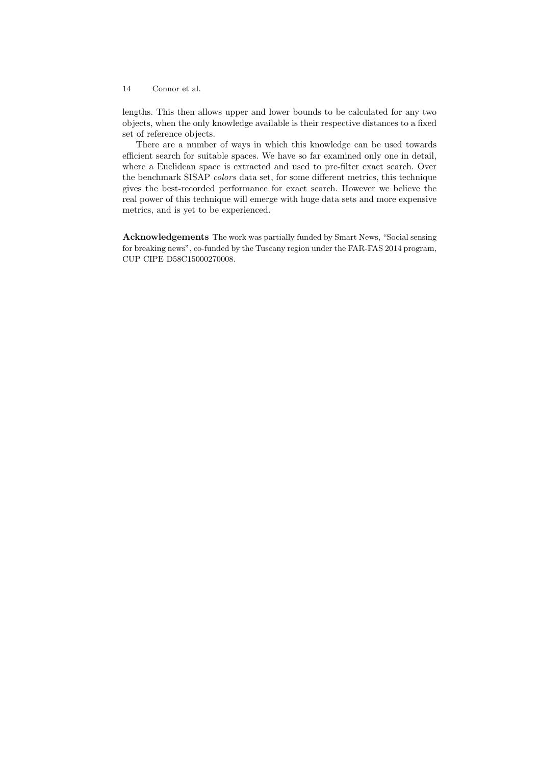lengths. This then allows upper and lower bounds to be calculated for any two objects, when the only knowledge available is their respective distances to a fixed set of reference objects.

There are a number of ways in which this knowledge can be used towards efficient search for suitable spaces. We have so far examined only one in detail, where a Euclidean space is extracted and used to pre-filter exact search. Over the benchmark SISAP *colors* data set, for some different metrics, this technique gives the best-recorded performance for exact search. However we believe the real power of this technique will emerge with huge data sets and more expensive metrics, and is yet to be experienced.

**Acknowledgements** The work was partially funded by Smart News, "Social sensing for breaking news", co-funded by the Tuscany region under the FAR-FAS 2014 program, CUP CIPE D58C15000270008.